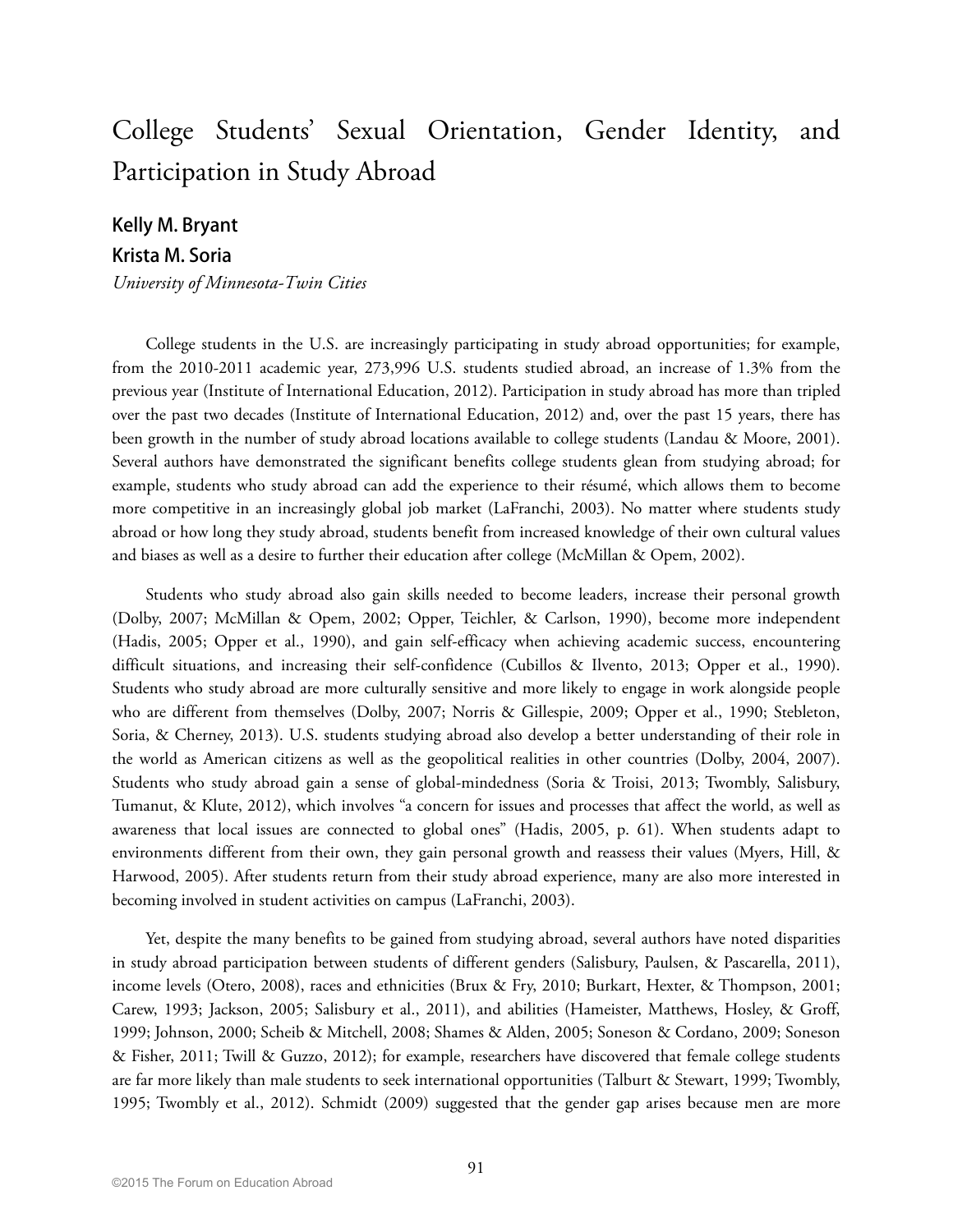# College Students' Sexual Orientation, Gender Identity, and Participation in Study Abroad

**Kelly M. Bryant**

**Krista M. Soria**

*University of Minnesota-Twin Cities*

College students in the U.S. are increasingly participating in study abroad opportunities; for example, from the 2010-2011 academic year, 273,996 U.S. students studied abroad, an increase of 1.3% from the previous year (Institute of International Education, 2012). Participation in study abroad has more than tripled over the past two decades (Institute of International Education, 2012) and, over the past 15 years, there has been growth in the number of study abroad locations available to college students (Landau & Moore, 2001). Several authors have demonstrated the significant benefits college students glean from studying abroad; for example, students who study abroad can add the experience to their résumé, which allows them to become more competitive in an increasingly global job market (LaFranchi, 2003). No matter where students study abroad or how long they study abroad, students benefit from increased knowledge of their own cultural values and biases as well as a desire to further their education after college (McMillan & Opem, 2002).

Students who study abroad also gain skills needed to become leaders, increase their personal growth (Dolby, 2007; McMillan & Opem, 2002; Opper, Teichler, & Carlson, 1990), become more independent (Hadis, 2005; Opper et al., 1990), and gain self-efficacy when achieving academic success, encountering difficult situations, and increasing their self-confidence (Cubillos & Ilvento, 2013; Opper et al., 1990). Students who study abroad are more culturally sensitive and more likely to engage in work alongside people who are different from themselves (Dolby, 2007; Norris & Gillespie, 2009; Opper et al., 1990; Stebleton, Soria, & Cherney, 2013). U.S. students studying abroad also develop a better understanding of their role in the world as American citizens as well as the geopolitical realities in other countries (Dolby, 2004, 2007). Students who study abroad gain a sense of global-mindedness (Soria & Troisi, 2013; Twombly, Salisbury, Tumanut, & Klute, 2012), which involves "a concern for issues and processes that affect the world, as well as awareness that local issues are connected to global ones" (Hadis, 2005, p. 61). When students adapt to environments different from their own, they gain personal growth and reassess their values (Myers, Hill, & Harwood, 2005). After students return from their study abroad experience, many are also more interested in becoming involved in student activities on campus (LaFranchi, 2003).

Yet, despite the many benefits to be gained from studying abroad, several authors have noted disparities in study abroad participation between students of different genders (Salisbury, Paulsen, & Pascarella, 2011), income levels (Otero, 2008), races and ethnicities (Brux & Fry, 2010; Burkart, Hexter, & Thompson, 2001; Carew, 1993; Jackson, 2005; Salisbury et al., 2011), and abilities (Hameister, Matthews, Hosley, & Groff, 1999; Johnson, 2000; Scheib & Mitchell, 2008; Shames & Alden, 2005; Soneson & Cordano, 2009; Soneson & Fisher, 2011; Twill & Guzzo, 2012); for example, researchers have discovered that female college students are far more likely than male students to seek international opportunities (Talburt & Stewart, 1999; Twombly, 1995; Twombly et al., 2012). Schmidt (2009) suggested that the gender gap arises because men are more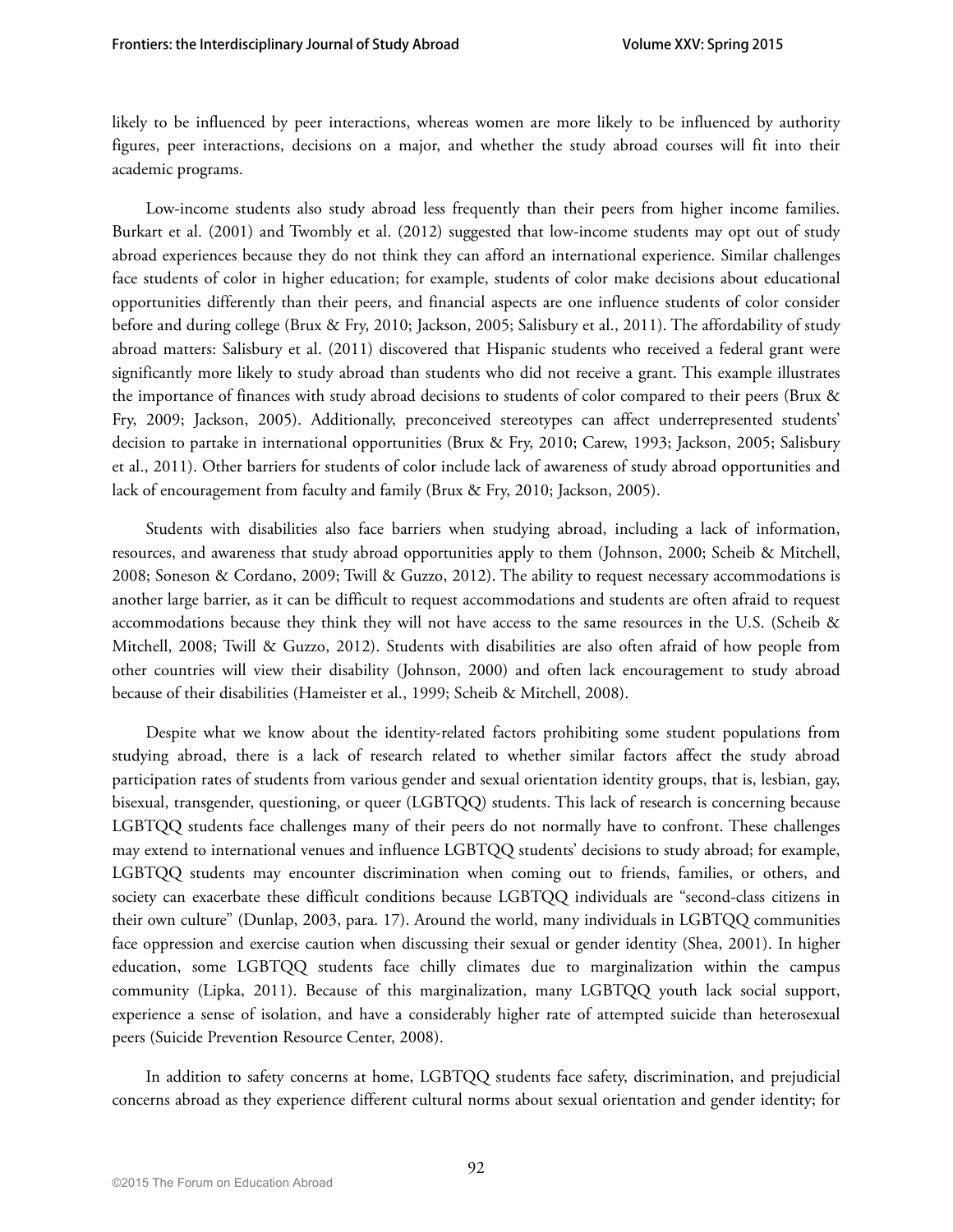likely to be influenced by peer interactions, whereas women are more likely to be influenced by authority figures, peer interactions, decisions on a major, and whether the study abroad courses will fit into their academic programs.

Low-income students also study abroad less frequently than their peers from higher income families. Burkart et al. (2001) and Twombly et al. (2012) suggested that low-income students may opt out of study abroad experiences because they do not think they can afford an international experience. Similar challenges face students of color in higher education; for example, students of color make decisions about educational opportunities differently than their peers, and financial aspects are one influence students of color consider before and during college (Brux & Fry, 2010; Jackson, 2005; Salisbury et al., 2011). The affordability of study abroad matters: Salisbury et al. (2011) discovered that Hispanic students who received a federal grant were significantly more likely to study abroad than students who did not receive a grant. This example illustrates the importance of finances with study abroad decisions to students of color compared to their peers (Brux & Fry, 2009; Jackson, 2005). Additionally, preconceived stereotypes can affect underrepresented students' decision to partake in international opportunities (Brux & Fry, 2010; Carew, 1993; Jackson, 2005; Salisbury et al., 2011). Other barriers for students of color include lack of awareness of study abroad opportunities and lack of encouragement from faculty and family (Brux & Fry, 2010; Jackson, 2005).

Students with disabilities also face barriers when studying abroad, including a lack of information, resources, and awareness that study abroad opportunities apply to them (Johnson, 2000; Scheib & Mitchell, 2008; Soneson & Cordano, 2009; Twill & Guzzo, 2012). The ability to request necessary accommodations is another large barrier, as it can be difficult to request accommodations and students are often afraid to request accommodations because they think they will not have access to the same resources in the U.S. (Scheib & Mitchell, 2008; Twill & Guzzo, 2012). Students with disabilities are also often afraid of how people from other countries will view their disability (Johnson, 2000) and often lack encouragement to study abroad because of their disabilities (Hameister et al., 1999; Scheib & Mitchell, 2008).

Despite what we know about the identity-related factors prohibiting some student populations from studying abroad, there is a lack of research related to whether similar factors affect the study abroad participation rates of students from various gender and sexual orientation identity groups, that is, lesbian, gay, bisexual, transgender, questioning, or queer (LGBTQQ) students. This lack of research is concerning because LGBTQQ students face challenges many of their peers do not normally have to confront. These challenges may extend to international venues and influence LGBTQQ students' decisions to study abroad; for example, LGBTQQ students may encounter discrimination when coming out to friends, families, or others, and society can exacerbate these difficult conditions because LGBTQQ individuals are "second-class citizens in their own culture" (Dunlap, 2003, para. 17). Around the world, many individuals in LGBTQQ communities face oppression and exercise caution when discussing their sexual or gender identity (Shea, 2001). In higher education, some LGBTQQ students face chilly climates due to marginalization within the campus community (Lipka, 2011). Because of this marginalization, many LGBTQQ youth lack social support, experience a sense of isolation, and have a considerably higher rate of attempted suicide than heterosexual peers (Suicide Prevention Resource Center, 2008).

In addition to safety concerns at home, LGBTQQ students face safety, discrimination, and prejudicial concerns abroad as they experience different cultural norms about sexual orientation and gender identity; for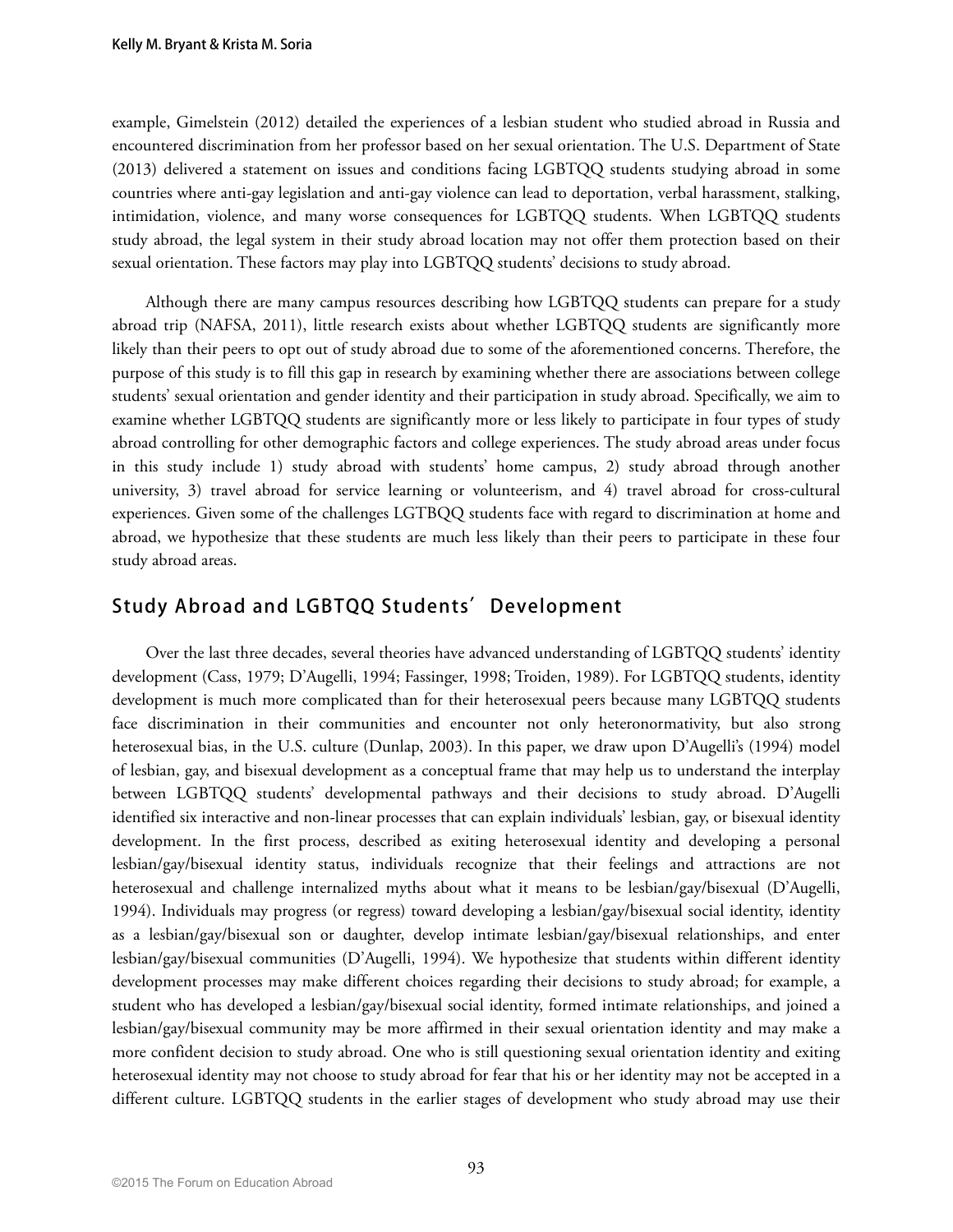example, Gimelstein (2012) detailed the experiences of a lesbian student who studied abroad in Russia and encountered discrimination from her professor based on her sexual orientation. The U.S. Department of State (2013) delivered a statement on issues and conditions facing LGBTQQ students studying abroad in some countries where anti-gay legislation and anti-gay violence can lead to deportation, verbal harassment, stalking, intimidation, violence, and many worse consequences for LGBTQQ students. When LGBTQQ students study abroad, the legal system in their study abroad location may not offer them protection based on their sexual orientation. These factors may play into LGBTQQ students' decisions to study abroad.

Although there are many campus resources describing how LGBTQQ students can prepare for a study abroad trip (NAFSA, 2011), little research exists about whether LGBTQQ students are significantly more likely than their peers to opt out of study abroad due to some of the aforementioned concerns. Therefore, the purpose of this study is to fill this gap in research by examining whether there are associations between college students' sexual orientation and gender identity and their participation in study abroad. Specifically, we aim to examine whether LGBTQQ students are significantly more or less likely to participate in four types of study abroad controlling for other demographic factors and college experiences. The study abroad areas under focus in this study include 1) study abroad with students' home campus, 2) study abroad through another university, 3) travel abroad for service learning or volunteerism, and 4) travel abroad for cross-cultural experiences. Given some of the challenges LGTBQQ students face with regard to discrimination at home and abroad, we hypothesize that these students are much less likely than their peers to participate in these four study abroad areas.

## Study Abroad and LGBTQQ Students' Development

Over the last three decades, several theories have advanced understanding of LGBTQQ students' identity development (Cass, 1979; D'Augelli, 1994; Fassinger, 1998; Troiden, 1989). For LGBTQQ students, identity development is much more complicated than for their heterosexual peers because many LGBTQQ students face discrimination in their communities and encounter not only heteronormativity, but also strong heterosexual bias, in the U.S. culture (Dunlap, 2003). In this paper, we draw upon D'Augelli's (1994) model of lesbian, gay, and bisexual development as a conceptual frame that may help us to understand the interplay between LGBTQQ students' developmental pathways and their decisions to study abroad. D'Augelli identified six interactive and non-linear processes that can explain individuals' lesbian, gay, or bisexual identity development. In the first process, described as exiting heterosexual identity and developing a personal lesbian/gay/bisexual identity status, individuals recognize that their feelings and attractions are not heterosexual and challenge internalized myths about what it means to be lesbian/gay/bisexual (D'Augelli, 1994). Individuals may progress (or regress) toward developing a lesbian/gay/bisexual social identity, identity as a lesbian/gay/bisexual son or daughter, develop intimate lesbian/gay/bisexual relationships, and enter lesbian/gay/bisexual communities (D'Augelli, 1994). We hypothesize that students within different identity development processes may make different choices regarding their decisions to study abroad; for example, a student who has developed a lesbian/gay/bisexual social identity, formed intimate relationships, and joined a lesbian/gay/bisexual community may be more affirmed in their sexual orientation identity and may make a more confident decision to study abroad. One who is still questioning sexual orientation identity and exiting heterosexual identity may not choose to study abroad for fear that his or her identity may not be accepted in a different culture. LGBTQQ students in the earlier stages of development who study abroad may use their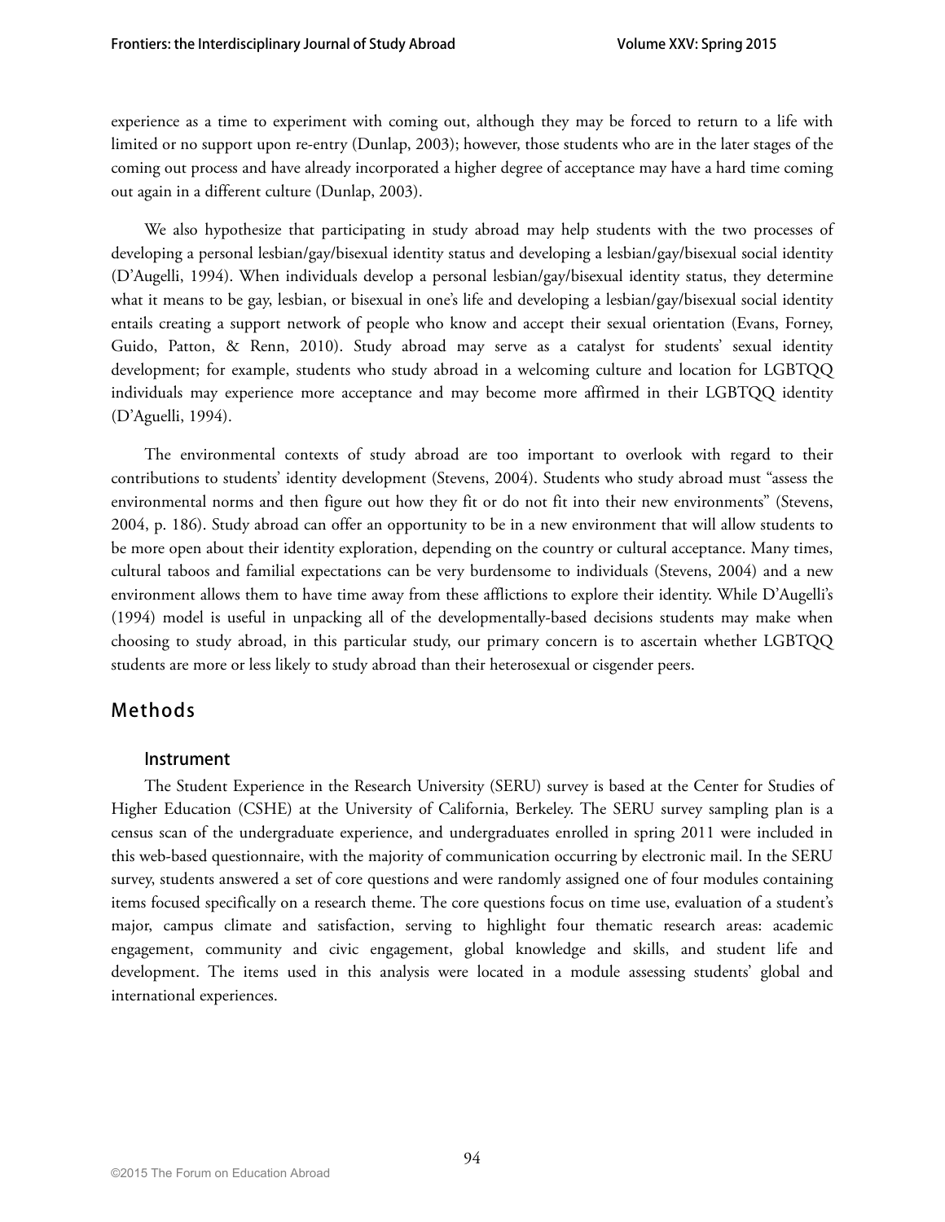experience as a time to experiment with coming out, although they may be forced to return to a life with limited or no support upon re-entry (Dunlap, 2003); however, those students who are in the later stages of the coming out process and have already incorporated a higher degree of acceptance may have a hard time coming out again in a different culture (Dunlap, 2003).

We also hypothesize that participating in study abroad may help students with the two processes of developing a personal lesbian/gay/bisexual identity status and developing a lesbian/gay/bisexual social identity (D'Augelli, 1994). When individuals develop a personal lesbian/gay/bisexual identity status, they determine what it means to be gay, lesbian, or bisexual in one's life and developing a lesbian/gay/bisexual social identity entails creating a support network of people who know and accept their sexual orientation (Evans, Forney, Guido, Patton, & Renn, 2010). Study abroad may serve as a catalyst for students' sexual identity development; for example, students who study abroad in a welcoming culture and location for LGBTQQ individuals may experience more acceptance and may become more affirmed in their LGBTQQ identity (D'Aguelli, 1994).

The environmental contexts of study abroad are too important to overlook with regard to their contributions to students' identity development (Stevens, 2004). Students who study abroad must "assess the environmental norms and then figure out how they fit or do not fit into their new environments" (Stevens, 2004, p. 186). Study abroad can offer an opportunity to be in a new environment that will allow students to be more open about their identity exploration, depending on the country or cultural acceptance. Many times, cultural taboos and familial expectations can be very burdensome to individuals (Stevens, 2004) and a new environment allows them to have time away from these afflictions to explore their identity. While D'Augelli's (1994) model is useful in unpacking all of the developmentally-based decisions students may make when choosing to study abroad, in this particular study, our primary concern is to ascertain whether LGBTQQ students are more or less likely to study abroad than their heterosexual or cisgender peers.

## Methods

### Instrument

The Student Experience in the Research University (SERU) survey is based at the Center for Studies of Higher Education (CSHE) at the University of California, Berkeley. The SERU survey sampling plan is a census scan of the undergraduate experience, and undergraduates enrolled in spring 2011 were included in this web-based questionnaire, with the majority of communication occurring by electronic mail. In the SERU survey, students answered a set of core questions and were randomly assigned one of four modules containing items focused specifically on a research theme. The core questions focus on time use, evaluation of a student's major, campus climate and satisfaction, serving to highlight four thematic research areas: academic engagement, community and civic engagement, global knowledge and skills, and student life and development. The items used in this analysis were located in a module assessing students' global and international experiences.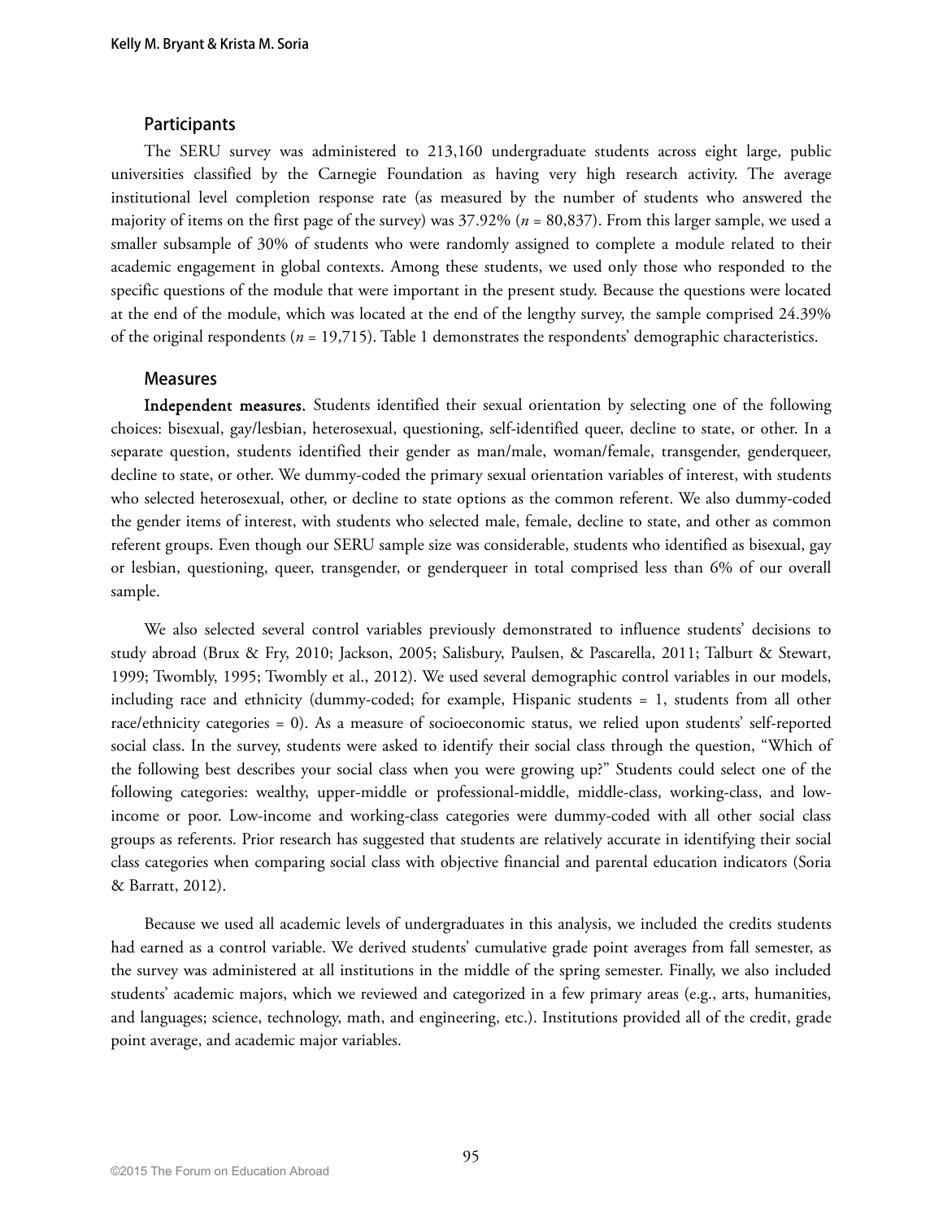## Participants

The SERU survey was administered to 213,160 undergraduate students across eight large, public universities classified by the Carnegie Foundation as having very high research activity. The average institutional level completion response rate (as measured by the number of students who answered the majority of items on the first page of the survey) was 37.92% (*n* = 80,837). From this larger sample, we used a smaller subsample of 30% of students who were randomly assigned to complete a module related to their academic engagement in global contexts. Among these students, we used only those who responded to the specific questions of the module that were important in the present study. Because the questions were located at the end of the module, which was located at the end of the lengthy survey, the sample comprised 24.39% of the original respondents (*n* = 19,715). Table 1 demonstrates the respondents' demographic characteristics.

## Measures

**Independent measures.** Students identified their sexual orientation by selecting one of the following choices: bisexual, gay/lesbian, heterosexual, questioning, self-identified queer, decline to state, or other. In a separate question, students identified their gender as man/male, woman/female, transgender, genderqueer, decline to state, or other. We dummy-coded the primary sexual orientation variables of interest, with students who selected heterosexual, other, or decline to state options as the common referent. We also dummy-coded the gender items of interest, with students who selected male, female, decline to state, and other as common referent groups. Even though our SERU sample size was considerable, students who identified as bisexual, gay or lesbian, questioning, queer, transgender, or genderqueer in total comprised less than 6% of our overall sample.

We also selected several control variables previously demonstrated to influence students' decisions to study abroad (Brux & Fry, 2010; Jackson, 2005; Salisbury, Paulsen, & Pascarella, 2011; Talburt & Stewart, 1999; Twombly, 1995; Twombly et al., 2012). We used several demographic control variables in our models, including race and ethnicity (dummy-coded; for example, Hispanic students = 1, students from all other race/ethnicity categories = 0). As a measure of socioeconomic status, we relied upon students' self-reported social class. In the survey, students were asked to identify their social class through the question, "Which of the following best describes your social class when you were growing up?" Students could select one of the following categories: wealthy, upper-middle or professional-middle, middle-class, working-class, and low-income or poor. Low-income and working-class categories were dummy-coded with all other social class groups as referents. Prior research has suggested that students are relatively accurate in identifying their social class categories when comparing social class with objective financial and parental education indicators (Soria & Barratt, 2012).

Because we used all academic levels of undergraduates in this analysis, we included the credits students had earned as a control variable. We derived students' cumulative grade point averages from fall semester, as the survey was administered at all institutions in the middle of the spring semester. Finally, we also included students' academic majors, which we reviewed and categorized in a few primary areas (e.g., arts, humanities, and languages; science, technology, math, and engineering, etc.). Institutions provided all of the credit, grade point average, and academic major variables.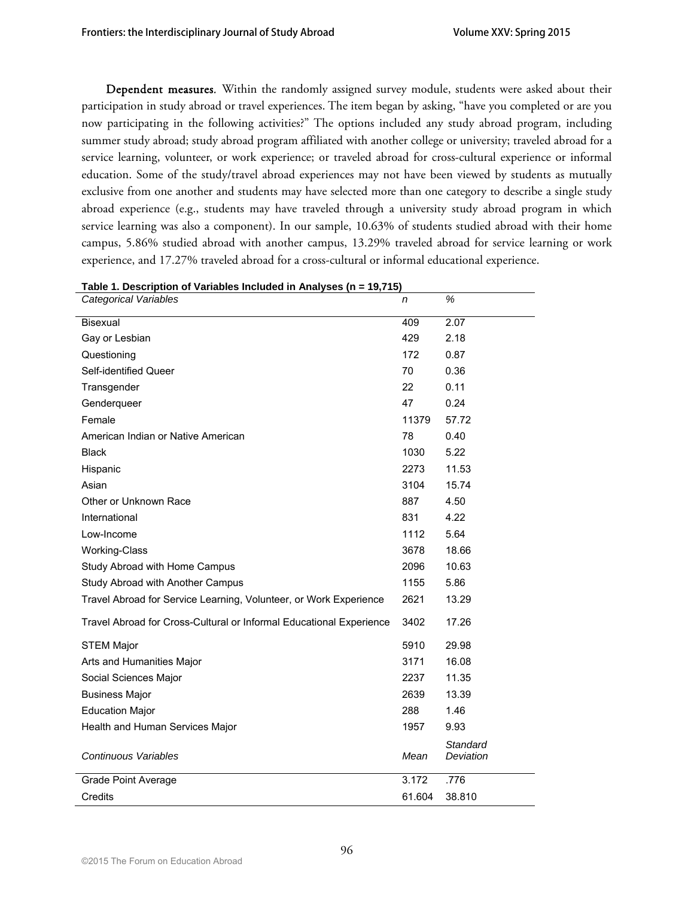**Dependent measures**. Within the randomly assigned survey module, students were asked about their participation in study abroad or travel experiences. The item began by asking, "have you completed or are you now participating in the following activities?" The options included any study abroad program, including summer study abroad; study abroad program affiliated with another college or university; traveled abroad for a service learning, volunteer, or work experience; or traveled abroad for cross-cultural experience or informal education. Some of the study/travel abroad experiences may not have been viewed by students as mutually exclusive from one another and students may have selected more than one category to describe a single study abroad experience (e.g., students may have traveled through a university study abroad program in which service learning was also a component). In our sample, 10.63% of students studied abroad with their home campus, 5.86% studied abroad with another campus, 13.29% traveled abroad for service learning or work experience, and 17.27% traveled abroad for a cross-cultural or informal educational experience.

**Table 1. Description of Variables Included in Analyses (n = 19,715)**

| *Categorical Variables* | *n* | *%* |
|---|---|---|
| Bisexual | 409 | 2.07 |
| Gay or Lesbian | 429 | 2.18 |
| Questioning | 172 | 0.87 |
| Self-identified Queer | 70 | 0.36 |
| Transgender | 22 | 0.11 |
| Genderqueer | 47 | 0.24 |
| Female | 11379 | 57.72 |
| American Indian or Native American | 78 | 0.40 |
| Black | 1030 | 5.22 |
| Hispanic | 2273 | 11.53 |
| Asian | 3104 | 15.74 |
| Other or Unknown Race | 887 | 4.50 |
| International | 831 | 4.22 |
| Low-Income | 1112 | 5.64 |
| Working-Class | 3678 | 18.66 |
| Study Abroad with Home Campus | 2096 | 10.63 |
| Study Abroad with Another Campus | 1155 | 5.86 |
| Travel Abroad for Service Learning, Volunteer, or Work Experience | 2621 | 13.29 |
| Travel Abroad for Cross-Cultural or Informal Educational Experience | 3402 | 17.26 |
| STEM Major | 5910 | 29.98 |
| Arts and Humanities Major | 3171 | 16.08 |
| Social Sciences Major | 2237 | 11.35 |
| Business Major | 2639 | 13.39 |
| Education Major | 288 | 1.46 |
| Health and Human Services Major | 1957 | 9.93 |
| *Continuous Variables* | *Mean* | *Standard Deviation* |
| Grade Point Average | 3.172 | .776 |
| Credits | 61.604 | 38.810 |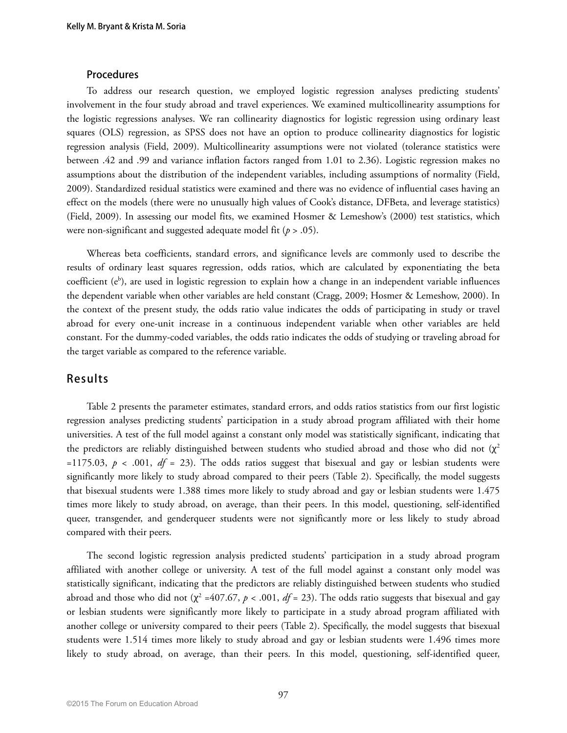### Procedures

To address our research question, we employed logistic regression analyses predicting students' involvement in the four study abroad and travel experiences. We examined multicollinearity assumptions for the logistic regressions analyses. We ran collinearity diagnostics for logistic regression using ordinary least squares (OLS) regression, as SPSS does not have an option to produce collinearity diagnostics for logistic regression analysis (Field, 2009). Multicollinearity assumptions were not violated (tolerance statistics were between .42 and .99 and variance inflation factors ranged from 1.01 to 2.36). Logistic regression makes no assumptions about the distribution of the independent variables, including assumptions of normality (Field, 2009). Standardized residual statistics were examined and there was no evidence of influential cases having an effect on the models (there were no unusually high values of Cook's distance, DFBeta, and leverage statistics) (Field, 2009). In assessing our model fits, we examined Hosmer & Lemeshow's (2000) test statistics, which were non-significant and suggested adequate model fit ($p$ > .05).

Whereas beta coefficients, standard errors, and significance levels are commonly used to describe the results of ordinary least squares regression, odds ratios, which are calculated by exponentiating the beta coefficient ($e^b$), are used in logistic regression to explain how a change in an independent variable influences the dependent variable when other variables are held constant (Cragg, 2009; Hosmer & Lemeshow, 2000). In the context of the present study, the odds ratio value indicates the odds of participating in study or travel abroad for every one-unit increase in a continuous independent variable when other variables are held constant. For the dummy-coded variables, the odds ratio indicates the odds of studying or traveling abroad for the target variable as compared to the reference variable.

## Results

Table 2 presents the parameter estimates, standard errors, and odds ratios statistics from our first logistic regression analyses predicting students' participation in a study abroad program affiliated with their home universities. A test of the full model against a constant only model was statistically significant, indicating that the predictors are reliably distinguished between students who studied abroad and those who did not ($\chi^2$ =1175.03, $p$ < .001, $df$ = 23). The odds ratios suggest that bisexual and gay or lesbian students were significantly more likely to study abroad compared to their peers (Table 2). Specifically, the model suggests that bisexual students were 1.388 times more likely to study abroad and gay or lesbian students were 1.475 times more likely to study abroad, on average, than their peers. In this model, questioning, self-identified queer, transgender, and genderqueer students were not significantly more or less likely to study abroad compared with their peers.

The second logistic regression analysis predicted students' participation in a study abroad program affiliated with another college or university. A test of the full model against a constant only model was statistically significant, indicating that the predictors are reliably distinguished between students who studied abroad and those who did not ($\chi^2$ =407.67, $p$ < .001, $df$ = 23). The odds ratio suggests that bisexual and gay or lesbian students were significantly more likely to participate in a study abroad program affiliated with another college or university compared to their peers (Table 2). Specifically, the model suggests that bisexual students were 1.514 times more likely to study abroad and gay or lesbian students were 1.496 times more likely to study abroad, on average, than their peers. In this model, questioning, self-identified queer,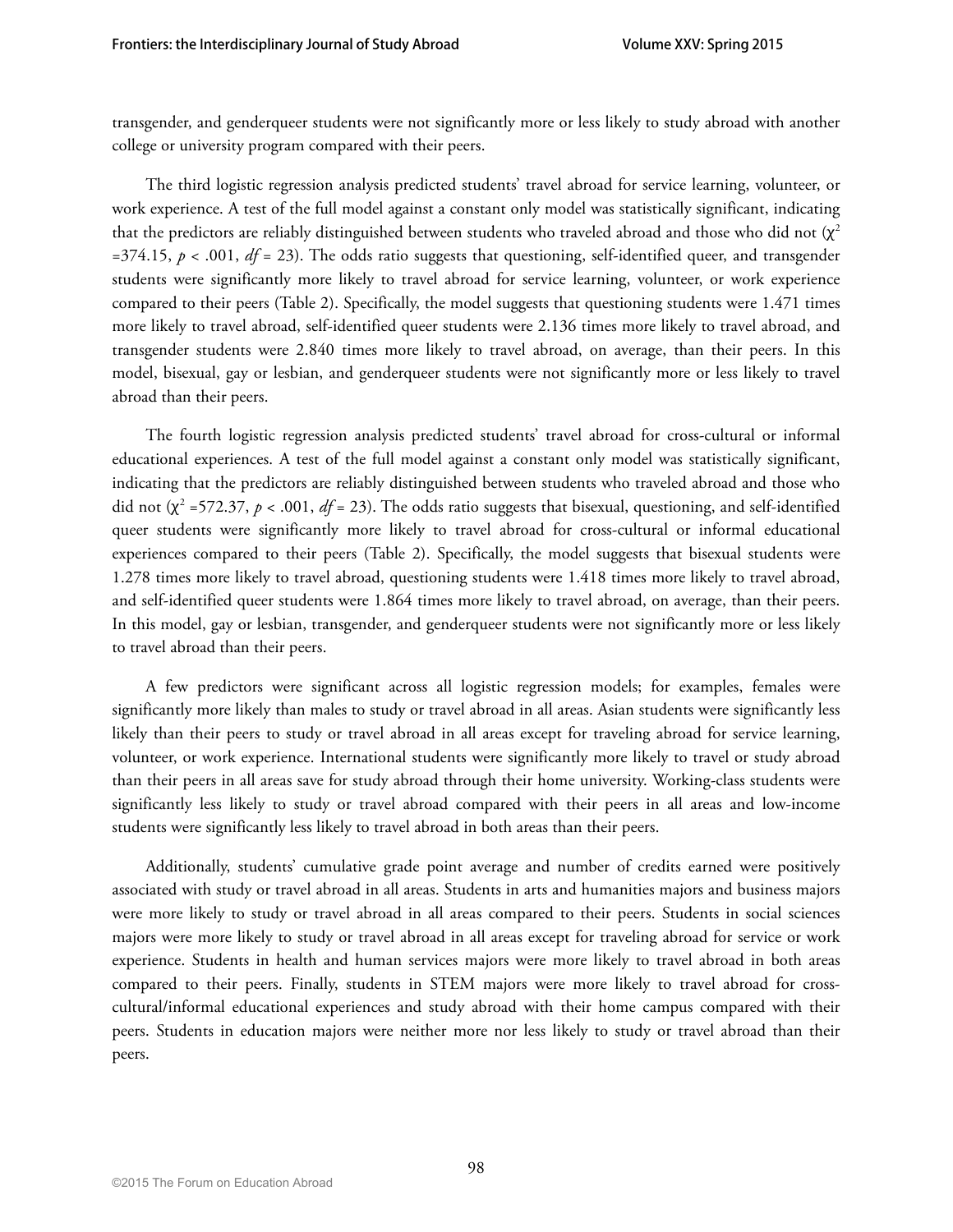transgender, and genderqueer students were not significantly more or less likely to study abroad with another college or university program compared with their peers.

The third logistic regression analysis predicted students' travel abroad for service learning, volunteer, or work experience. A test of the full model against a constant only model was statistically significant, indicating that the predictors are reliably distinguished between students who traveled abroad and those who did not ($\chi^2$ =374.15, $p < .001$, $df = 23$). The odds ratio suggests that questioning, self-identified queer, and transgender students were significantly more likely to travel abroad for service learning, volunteer, or work experience compared to their peers (Table 2). Specifically, the model suggests that questioning students were 1.471 times more likely to travel abroad, self-identified queer students were 2.136 times more likely to travel abroad, and transgender students were 2.840 times more likely to travel abroad, on average, than their peers. In this model, bisexual, gay or lesbian, and genderqueer students were not significantly more or less likely to travel abroad than their peers.

The fourth logistic regression analysis predicted students' travel abroad for cross-cultural or informal educational experiences. A test of the full model against a constant only model was statistically significant, indicating that the predictors are reliably distinguished between students who traveled abroad and those who did not ($\chi^2$ =572.37, $p < .001$, $df = 23$). The odds ratio suggests that bisexual, questioning, and self-identified queer students were significantly more likely to travel abroad for cross-cultural or informal educational experiences compared to their peers (Table 2). Specifically, the model suggests that bisexual students were 1.278 times more likely to travel abroad, questioning students were 1.418 times more likely to travel abroad, and self-identified queer students were 1.864 times more likely to travel abroad, on average, than their peers. In this model, gay or lesbian, transgender, and genderqueer students were not significantly more or less likely to travel abroad than their peers.

A few predictors were significant across all logistic regression models; for examples, females were significantly more likely than males to study or travel abroad in all areas. Asian students were significantly less likely than their peers to study or travel abroad in all areas except for traveling abroad for service learning, volunteer, or work experience. International students were significantly more likely to travel or study abroad than their peers in all areas save for study abroad through their home university. Working-class students were significantly less likely to study or travel abroad compared with their peers in all areas and low-income students were significantly less likely to travel abroad in both areas than their peers.

Additionally, students' cumulative grade point average and number of credits earned were positively associated with study or travel abroad in all areas. Students in arts and humanities majors and business majors were more likely to study or travel abroad in all areas compared to their peers. Students in social sciences majors were more likely to study or travel abroad in all areas except for traveling abroad for service or work experience. Students in health and human services majors were more likely to travel abroad in both areas compared to their peers. Finally, students in STEM majors were more likely to travel abroad for cross-cultural/informal educational experiences and study abroad with their home campus compared with their peers. Students in education majors were neither more nor less likely to study or travel abroad than their peers.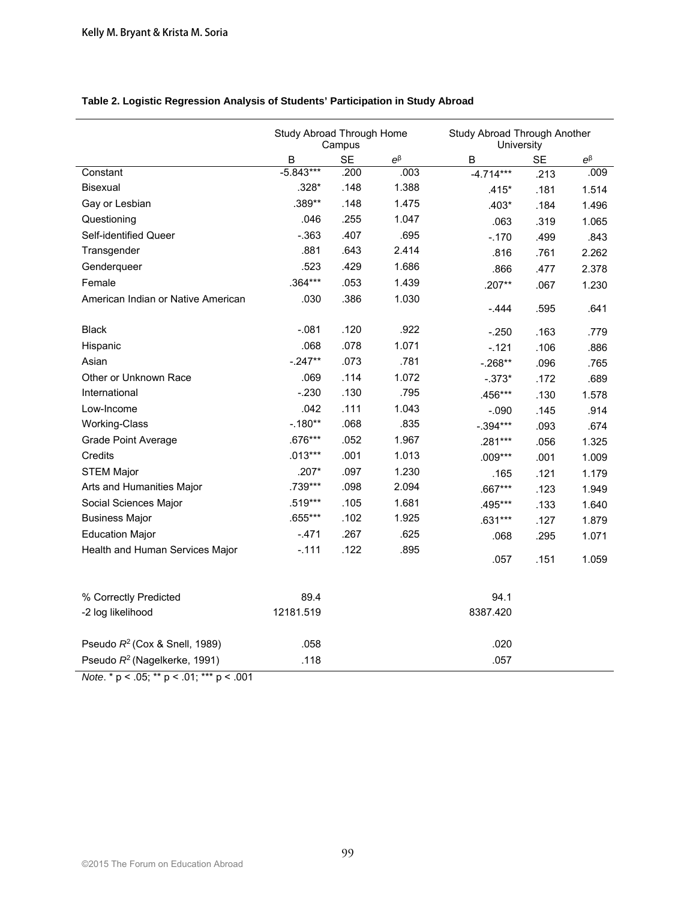**Table 2. Logistic Regression Analysis of Students' Participation in Study Abroad**

| | Study Abroad Through Home Campus | | | Study Abroad Through Another University | | |
|---|---|---|---|---|---|---|
| | B | SE | $e^{\beta}$ | B | SE | $e^{\beta}$ |
| Constant | -5.843*** | .200 | .003 | -4.714*** | .213 | .009 |
| Bisexual | .328* | .148 | 1.388 | .415* | .181 | 1.514 |
| Gay or Lesbian | .389** | .148 | 1.475 | .403* | .184 | 1.496 |
| Questioning | .046 | .255 | 1.047 | .063 | .319 | 1.065 |
| Self-identified Queer | -.363 | .407 | .695 | -.170 | .499 | .843 |
| Transgender | .881 | .643 | 2.414 | .816 | .761 | 2.262 |
| Genderqueer | .523 | .429 | 1.686 | .866 | .477 | 2.378 |
| Female | .364*** | .053 | 1.439 | .207** | .067 | 1.230 |
| American Indian or Native American | .030 | .386 | 1.030 | -.444 | .595 | .641 |
| Black | -.081 | .120 | .922 | -.250 | .163 | .779 |
| Hispanic | .068 | .078 | 1.071 | -.121 | .106 | .886 |
| Asian | -.247** | .073 | .781 | -.268** | .096 | .765 |
| Other or Unknown Race | .069 | .114 | 1.072 | -.373* | .172 | .689 |
| International | -.230 | .130 | .795 | .456*** | .130 | 1.578 |
| Low-Income | .042 | .111 | 1.043 | -.090 | .145 | .914 |
| Working-Class | -.180** | .068 | .835 | -.394*** | .093 | .674 |
| Grade Point Average | .676*** | .052 | 1.967 | .281*** | .056 | 1.325 |
| Credits | .013*** | .001 | 1.013 | .009*** | .001 | 1.009 |
| STEM Major | .207* | .097 | 1.230 | .165 | .121 | 1.179 |
| Arts and Humanities Major | .739*** | .098 | 2.094 | .667*** | .123 | 1.949 |
| Social Sciences Major | .519*** | .105 | 1.681 | .495*** | .133 | 1.640 |
| Business Major | .655*** | .102 | 1.925 | .631*** | .127 | 1.879 |
| Education Major | -.471 | .267 | .625 | .068 | .295 | 1.071 |
| Health and Human Services Major | -.111 | .122 | .895 | .057 | .151 | 1.059 |
| % Correctly Predicted | 89.4 | | | 94.1 | | |
| -2 log likelihood | 12181.519 | | | 8387.420 | | |
| Pseudo $R^2$ (Cox & Snell, 1989) | .058 | | | .020 | | |
| Pseudo $R^2$ (Nagelkerke, 1991) | .118 | | | .057 | | |

*Note*. * p < .05; ** p < .01; *** p < .001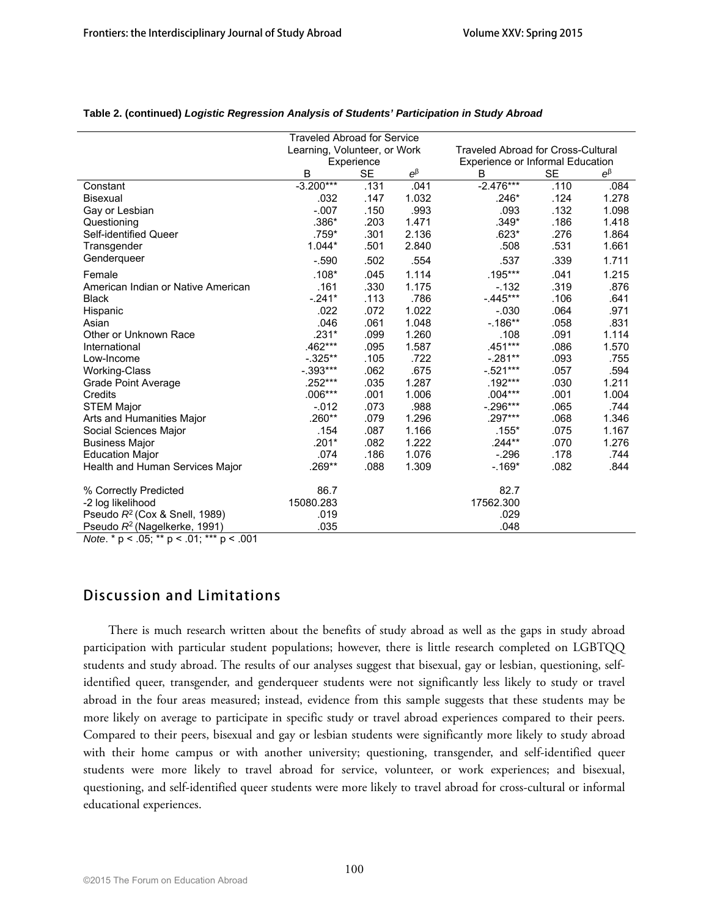**Table 2. (continued)** ***Logistic Regression Analysis of Students' Participation in Study Abroad***

| | Traveled Abroad for Service Learning, Volunteer, or Work Experience | | | Traveled Abroad for Cross-Cultural Experience or Informal Education | | |
|---|---|---|---|---|---|---|
| | B | SE | $e^{\beta}$ | B | SE | $e^{\beta}$ |
| Constant | -3.200*** | .131 | .041 | -2.476*** | .110 | .084 |
| Bisexual | .032 | .147 | 1.032 | .246* | .124 | 1.278 |
| Gay or Lesbian | -.007 | .150 | .993 | .093 | .132 | 1.098 |
| Questioning | .386* | .203 | 1.471 | .349* | .186 | 1.418 |
| Self-identified Queer | .759* | .301 | 2.136 | .623* | .276 | 1.864 |
| Transgender | 1.044* | .501 | 2.840 | .508 | .531 | 1.661 |
| Genderqueer | -.590 | .502 | .554 | .537 | .339 | 1.711 |
| Female | .108* | .045 | 1.114 | .195*** | .041 | 1.215 |
| American Indian or Native American | .161 | .330 | 1.175 | -.132 | .319 | .876 |
| Black | -.241* | .113 | .786 | -.445*** | .106 | .641 |
| Hispanic | .022 | .072 | 1.022 | -.030 | .064 | .971 |
| Asian | .046 | .061 | 1.048 | -.186** | .058 | .831 |
| Other or Unknown Race | .231* | .099 | 1.260 | .108 | .091 | 1.114 |
| International | .462*** | .095 | 1.587 | .451*** | .086 | 1.570 |
| Low-Income | -.325** | .105 | .722 | -.281** | .093 | .755 |
| Working-Class | -.393*** | .062 | .675 | -.521*** | .057 | .594 |
| Grade Point Average | .252*** | .035 | 1.287 | .192*** | .030 | 1.211 |
| Credits | .006*** | .001 | 1.006 | .004*** | .001 | 1.004 |
| STEM Major | -.012 | .073 | .988 | -.296*** | .065 | .744 |
| Arts and Humanities Major | .260** | .079 | 1.296 | .297*** | .068 | 1.346 |
| Social Sciences Major | .154 | .087 | 1.166 | .155* | .075 | 1.167 |
| Business Major | .201* | .082 | 1.222 | .244** | .070 | 1.276 |
| Education Major | .074 | .186 | 1.076 | -.296 | .178 | .744 |
| Health and Human Services Major | .269** | .088 | 1.309 | -.169* | .082 | .844 |
| % Correctly Predicted | 86.7 | | | 82.7 | | |
| -2 log likelihood | 15080.283 | | | 17562.300 | | |
| Pseudo $R^2$ (Cox & Snell, 1989) | .019 | | | .029 | | |
| Pseudo $R^2$ (Nagelkerke, 1991) | .035 | | | .048 | | |

*Note*. * p < .05; ** p < .01; *** p < .001

## Discussion and Limitations

There is much research written about the benefits of study abroad as well as the gaps in study abroad participation with particular student populations; however, there is little research completed on LGBTQQ students and study abroad. The results of our analyses suggest that bisexual, gay or lesbian, questioning, self-identified queer, transgender, and genderqueer students were not significantly less likely to study or travel abroad in the four areas measured; instead, evidence from this sample suggests that these students may be more likely on average to participate in specific study or travel abroad experiences compared to their peers. Compared to their peers, bisexual and gay or lesbian students were significantly more likely to study abroad with their home campus or with another university; questioning, transgender, and self-identified queer students were more likely to travel abroad for service, volunteer, or work experiences; and bisexual, questioning, and self-identified queer students were more likely to travel abroad for cross-cultural or informal educational experiences.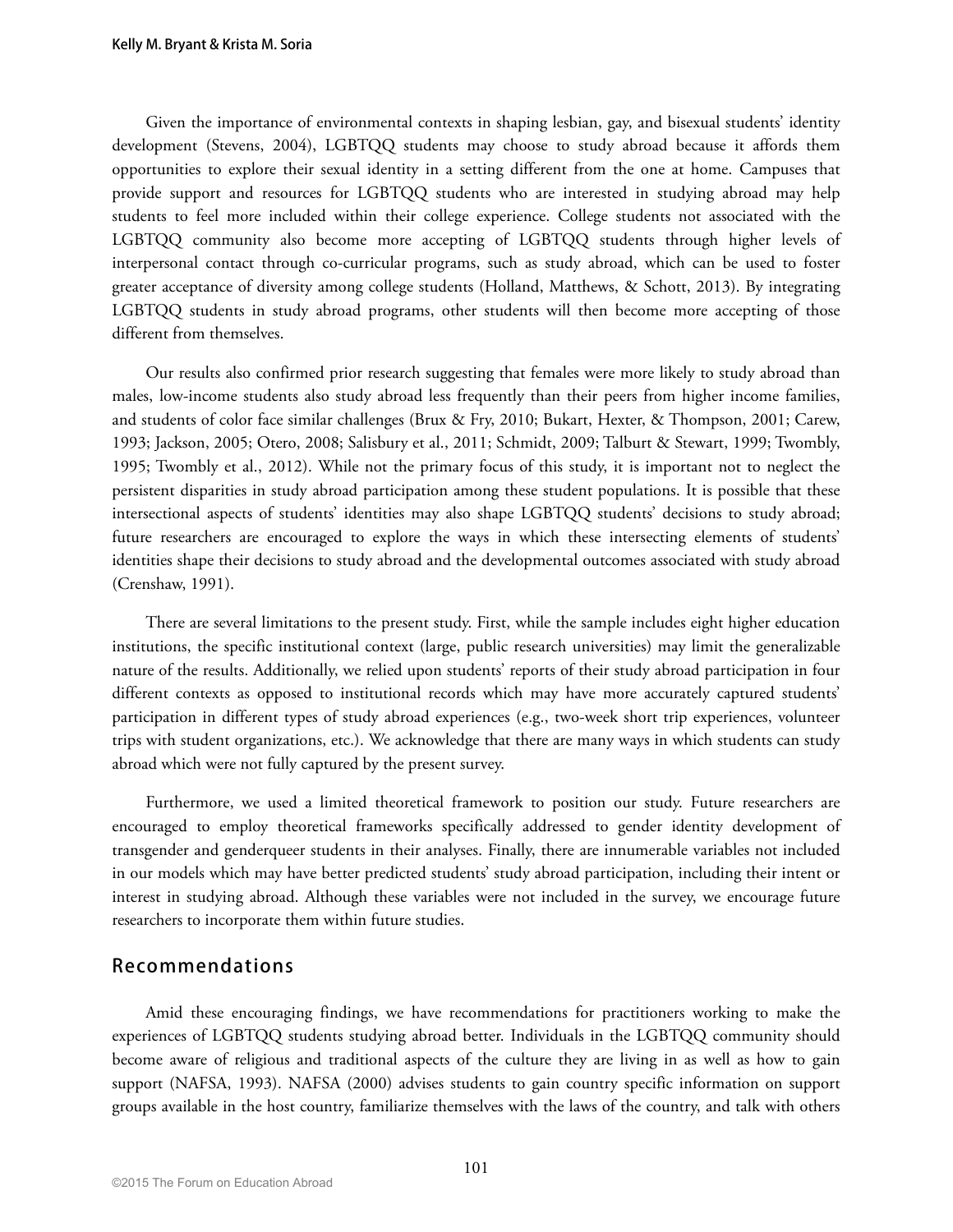Given the importance of environmental contexts in shaping lesbian, gay, and bisexual students' identity development (Stevens, 2004), LGBTQQ students may choose to study abroad because it affords them opportunities to explore their sexual identity in a setting different from the one at home. Campuses that provide support and resources for LGBTQQ students who are interested in studying abroad may help students to feel more included within their college experience. College students not associated with the LGBTQQ community also become more accepting of LGBTQQ students through higher levels of interpersonal contact through co-curricular programs, such as study abroad, which can be used to foster greater acceptance of diversity among college students (Holland, Matthews, & Schott, 2013). By integrating LGBTQQ students in study abroad programs, other students will then become more accepting of those different from themselves.

Our results also confirmed prior research suggesting that females were more likely to study abroad than males, low-income students also study abroad less frequently than their peers from higher income families, and students of color face similar challenges (Brux & Fry, 2010; Bukart, Hexter, & Thompson, 2001; Carew, 1993; Jackson, 2005; Otero, 2008; Salisbury et al., 2011; Schmidt, 2009; Talburt & Stewart, 1999; Twombly, 1995; Twombly et al., 2012). While not the primary focus of this study, it is important not to neglect the persistent disparities in study abroad participation among these student populations. It is possible that these intersectional aspects of students' identities may also shape LGBTQQ students' decisions to study abroad; future researchers are encouraged to explore the ways in which these intersecting elements of students' identities shape their decisions to study abroad and the developmental outcomes associated with study abroad (Crenshaw, 1991).

There are several limitations to the present study. First, while the sample includes eight higher education institutions, the specific institutional context (large, public research universities) may limit the generalizable nature of the results. Additionally, we relied upon students' reports of their study abroad participation in four different contexts as opposed to institutional records which may have more accurately captured students' participation in different types of study abroad experiences (e.g., two-week short trip experiences, volunteer trips with student organizations, etc.). We acknowledge that there are many ways in which students can study abroad which were not fully captured by the present survey.

Furthermore, we used a limited theoretical framework to position our study. Future researchers are encouraged to employ theoretical frameworks specifically addressed to gender identity development of transgender and genderqueer students in their analyses. Finally, there are innumerable variables not included in our models which may have better predicted students' study abroad participation, including their intent or interest in studying abroad. Although these variables were not included in the survey, we encourage future researchers to incorporate them within future studies.

## Recommendations

Amid these encouraging findings, we have recommendations for practitioners working to make the experiences of LGBTQQ students studying abroad better. Individuals in the LGBTQQ community should become aware of religious and traditional aspects of the culture they are living in as well as how to gain support (NAFSA, 1993). NAFSA (2000) advises students to gain country specific information on support groups available in the host country, familiarize themselves with the laws of the country, and talk with others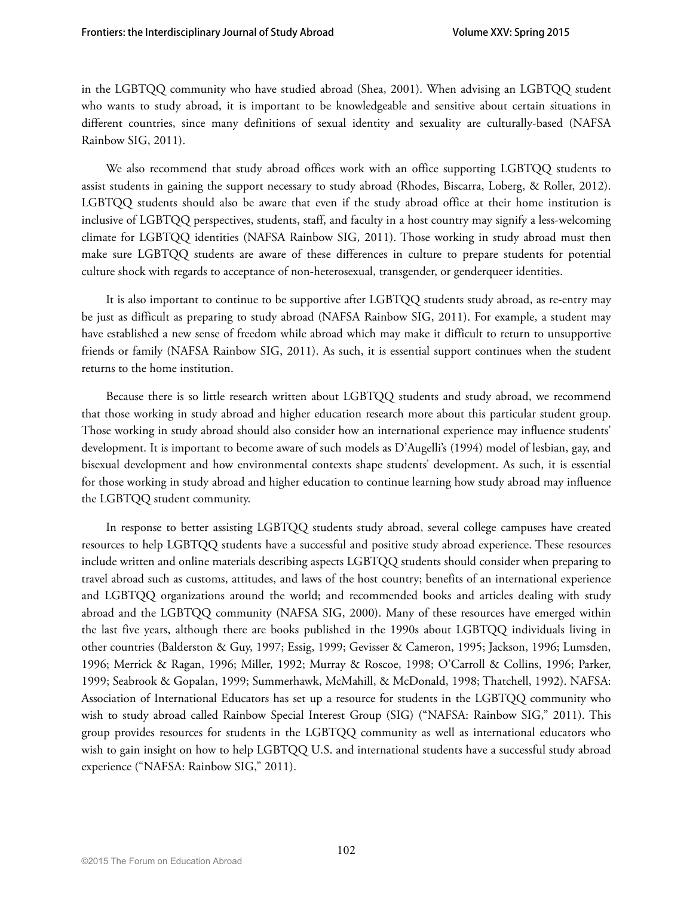in the LGBTQQ community who have studied abroad (Shea, 2001). When advising an LGBTQQ student who wants to study abroad, it is important to be knowledgeable and sensitive about certain situations in different countries, since many definitions of sexual identity and sexuality are culturally-based (NAFSA Rainbow SIG, 2011).

We also recommend that study abroad offices work with an office supporting LGBTQQ students to assist students in gaining the support necessary to study abroad (Rhodes, Biscarra, Loberg, & Roller, 2012). LGBTQQ students should also be aware that even if the study abroad office at their home institution is inclusive of LGBTQQ perspectives, students, staff, and faculty in a host country may signify a less-welcoming climate for LGBTQQ identities (NAFSA Rainbow SIG, 2011). Those working in study abroad must then make sure LGBTQQ students are aware of these differences in culture to prepare students for potential culture shock with regards to acceptance of non-heterosexual, transgender, or genderqueer identities.

It is also important to continue to be supportive after LGBTQQ students study abroad, as re-entry may be just as difficult as preparing to study abroad (NAFSA Rainbow SIG, 2011). For example, a student may have established a new sense of freedom while abroad which may make it difficult to return to unsupportive friends or family (NAFSA Rainbow SIG, 2011). As such, it is essential support continues when the student returns to the home institution.

Because there is so little research written about LGBTQQ students and study abroad, we recommend that those working in study abroad and higher education research more about this particular student group. Those working in study abroad should also consider how an international experience may influence students' development. It is important to become aware of such models as D'Augelli's (1994) model of lesbian, gay, and bisexual development and how environmental contexts shape students' development. As such, it is essential for those working in study abroad and higher education to continue learning how study abroad may influence the LGBTQQ student community.

In response to better assisting LGBTQQ students study abroad, several college campuses have created resources to help LGBTQQ students have a successful and positive study abroad experience. These resources include written and online materials describing aspects LGBTQQ students should consider when preparing to travel abroad such as customs, attitudes, and laws of the host country; benefits of an international experience and LGBTQQ organizations around the world; and recommended books and articles dealing with study abroad and the LGBTQQ community (NAFSA SIG, 2000). Many of these resources have emerged within the last five years, although there are books published in the 1990s about LGBTQQ individuals living in other countries (Balderston & Guy, 1997; Essig, 1999; Gevisser & Cameron, 1995; Jackson, 1996; Lumsden, 1996; Merrick & Ragan, 1996; Miller, 1992; Murray & Roscoe, 1998; O'Carroll & Collins, 1996; Parker, 1999; Seabrook & Gopalan, 1999; Summerhawk, McMahill, & McDonald, 1998; Thatchell, 1992). NAFSA: Association of International Educators has set up a resource for students in the LGBTQQ community who wish to study abroad called Rainbow Special Interest Group (SIG) ("NAFSA: Rainbow SIG," 2011). This group provides resources for students in the LGBTQQ community as well as international educators who wish to gain insight on how to help LGBTQQ U.S. and international students have a successful study abroad experience ("NAFSA: Rainbow SIG," 2011).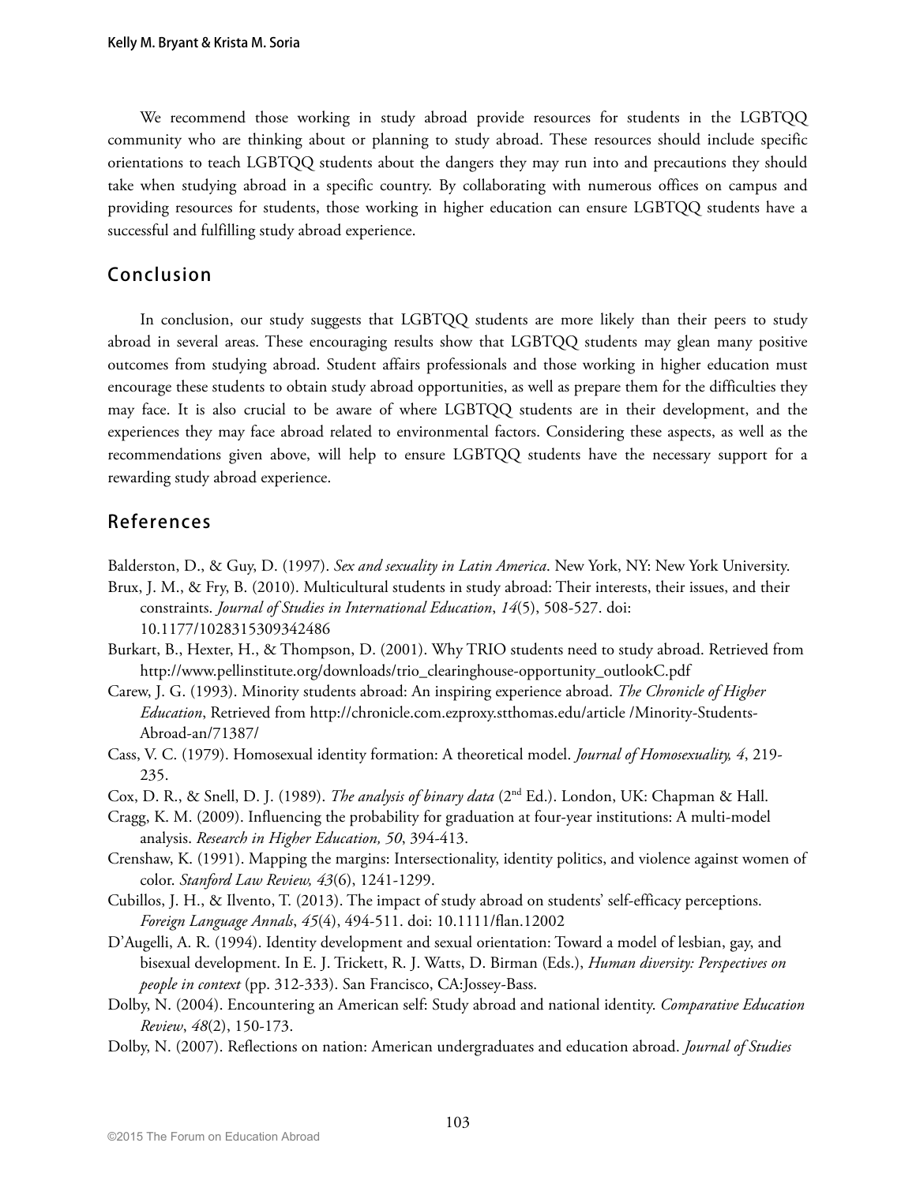We recommend those working in study abroad provide resources for students in the LGBTQQ community who are thinking about or planning to study abroad. These resources should include specific orientations to teach LGBTQQ students about the dangers they may run into and precautions they should take when studying abroad in a specific country. By collaborating with numerous offices on campus and providing resources for students, those working in higher education can ensure LGBTQQ students have a successful and fulfilling study abroad experience.

## Conclusion

In conclusion, our study suggests that LGBTQQ students are more likely than their peers to study abroad in several areas. These encouraging results show that LGBTQQ students may glean many positive outcomes from studying abroad. Student affairs professionals and those working in higher education must encourage these students to obtain study abroad opportunities, as well as prepare them for the difficulties they may face. It is also crucial to be aware of where LGBTQQ students are in their development, and the experiences they may face abroad related to environmental factors. Considering these aspects, as well as the recommendations given above, will help to ensure LGBTQQ students have the necessary support for a rewarding study abroad experience.

## References

Balderston, D., & Guy, D. (1997). *Sex and sexuality in Latin America*. New York, NY: New York University.

Brux, J. M., & Fry, B. (2010). Multicultural students in study abroad: Their interests, their issues, and their constraints. *Journal of Studies in International Education*, *14*(5), 508-527. doi: 10.1177/1028315309342486

Burkart, B., Hexter, H., & Thompson, D. (2001). Why TRIO students need to study abroad. Retrieved from http://www.pellinstitute.org/downloads/trio_clearinghouse-opportunity_outlookC.pdf

Carew, J. G. (1993). Minority students abroad: An inspiring experience abroad. *The Chronicle of Higher Education*, Retrieved from http://chronicle.com.ezproxy.stthomas.edu/article /Minority-Students-Abroad-an/71387/

Cass, V. C. (1979). Homosexual identity formation: A theoretical model. *Journal of Homosexuality, 4*, 219-235.

Cox, D. R., & Snell, D. J. (1989). *The analysis of binary data* (2nd Ed.). London, UK: Chapman & Hall.

Cragg, K. M. (2009). Influencing the probability for graduation at four-year institutions: A multi-model analysis. *Research in Higher Education, 50*, 394-413.

Crenshaw, K. (1991). Mapping the margins: Intersectionality, identity politics, and violence against women of color. *Stanford Law Review, 43*(6), 1241-1299.

Cubillos, J. H., & Ilvento, T. (2013). The impact of study abroad on students' self-efficacy perceptions. *Foreign Language Annals*, *45*(4), 494-511. doi: 10.1111/flan.12002

D'Augelli, A. R. (1994). Identity development and sexual orientation: Toward a model of lesbian, gay, and bisexual development. In E. J. Trickett, R. J. Watts, D. Birman (Eds.), *Human diversity: Perspectives on people in context* (pp. 312-333). San Francisco, CA:Jossey-Bass.

Dolby, N. (2004). Encountering an American self: Study abroad and national identity. *Comparative Education Review*, *48*(2), 150-173.

Dolby, N. (2007). Reflections on nation: American undergraduates and education abroad. *Journal of Studies*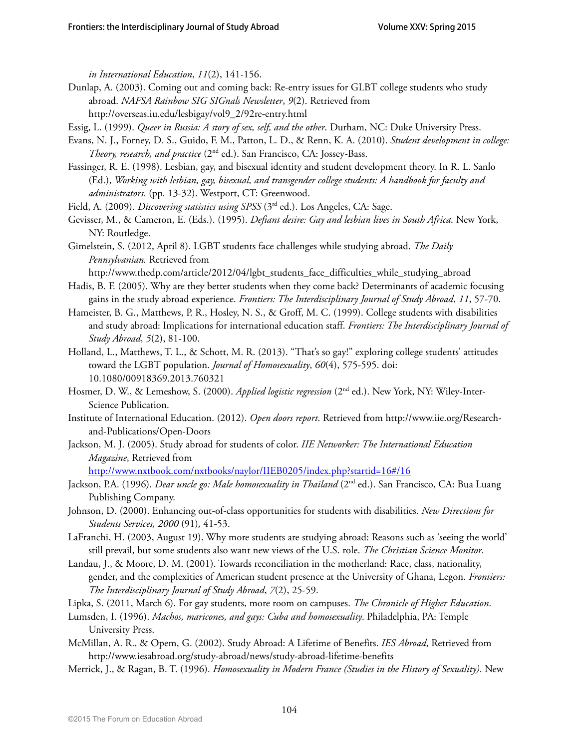*in International Education*, *11*(2), 141-156.

Dunlap, A. (2003). Coming out and coming back: Re-entry issues for GLBT college students who study abroad. *NAFSA Rainbow SIG SIGnals Newsletter*, *9*(2). Retrieved from http://overseas.iu.edu/lesbigay/vol9_2/92re-entry.html

Essig, L. (1999). *Queer in Russia: A story of sex, self, and the other*. Durham, NC: Duke University Press.

Evans, N. J., Forney, D. S., Guido, F. M., Patton, L. D., & Renn, K. A. (2010). *Student development in college: Theory, research, and practice* (2nd ed.). San Francisco, CA: Jossey-Bass.

Fassinger, R. E. (1998). Lesbian, gay, and bisexual identity and student development theory. In R. L. Sanlo (Ed.), *Working with lesbian, gay, bisexual, and transgender college students: A handbook for faculty and administrators*. (pp. 13-32). Westport, CT: Greenwood.

Field, A. (2009). *Discovering statistics using SPSS* (3rd ed.). Los Angeles, CA: Sage.

Gevisser, M., & Cameron, E. (Eds.). (1995). *Defiant desire: Gay and lesbian lives in South Africa*. New York, NY: Routledge.

Gimelstein, S. (2012, April 8). LGBT students face challenges while studying abroad. *The Daily Pennsylvanian.* Retrieved from http://www.thedp.com/article/2012/04/lgbt_students_face_difficulties_while_studying_abroad

Hadis, B. F. (2005). Why are they better students when they come back? Determinants of academic focusing gains in the study abroad experience. *Frontiers: The Interdisciplinary Journal of Study Abroad*, *11*, 57-70.

Hameister, B. G., Matthews, P. R., Hosley, N. S., & Groff, M. C. (1999). College students with disabilities and study abroad: Implications for international education staff. *Frontiers: The Interdisciplinary Journal of Study Abroad*, *5*(2), 81-100.

Holland, L., Matthews, T. L., & Schott, M. R. (2013). "That's so gay!" exploring college students' attitudes toward the LGBT population. *Journal of Homosexuality*, *60*(4), 575-595. doi: 10.1080/00918369.2013.760321

Hosmer, D. W., & Lemeshow, S. (2000). *Applied logistic regression* (2nd ed.). New York, NY: Wiley-Inter-Science Publication.

Institute of International Education. (2012). *Open doors report*. Retrieved from http://www.iie.org/Research-and-Publications/Open-Doors

Jackson, M. J. (2005). Study abroad for students of color. *IIE Networker: The International Education Magazine*, Retrieved from http://www.nxtbook.com/nxtbooks/naylor/IIEB0205/index.php?startid=16#/16

Jackson, P.A. (1996). *Dear uncle go: Male homosexuality in Thailand* (2nd ed.). San Francisco, CA: Bua Luang Publishing Company.

Johnson, D. (2000). Enhancing out-of-class opportunities for students with disabilities. *New Directions for Students Services, 2000* (91)*,* 41-53.

LaFranchi, H. (2003, August 19). Why more students are studying abroad: Reasons such as 'seeing the world' still prevail, but some students also want new views of the U.S. role. *The Christian Science Monitor*.

Landau, J., & Moore, D. M. (2001). Towards reconciliation in the motherland: Race, class, nationality, gender, and the complexities of American student presence at the University of Ghana, Legon. *Frontiers: The Interdisciplinary Journal of Study Abroad*, *7*(2), 25-59.

Lipka, S. (2011, March 6). For gay students, more room on campuses. *The Chronicle of Higher Education*.

Lumsden, I. (1996). *Machos, maricones, and gays: Cuba and homosexuality*. Philadelphia, PA: Temple University Press.

McMillan, A. R., & Opem, G. (2002). Study Abroad: A Lifetime of Benefits. *IES Abroad*, Retrieved from http://www.iesabroad.org/study-abroad/news/study-abroad-lifetime-benefits

Merrick, J., & Ragan, B. T. (1996). *Homosexuality in Modern France (Studies in the History of Sexuality)*. New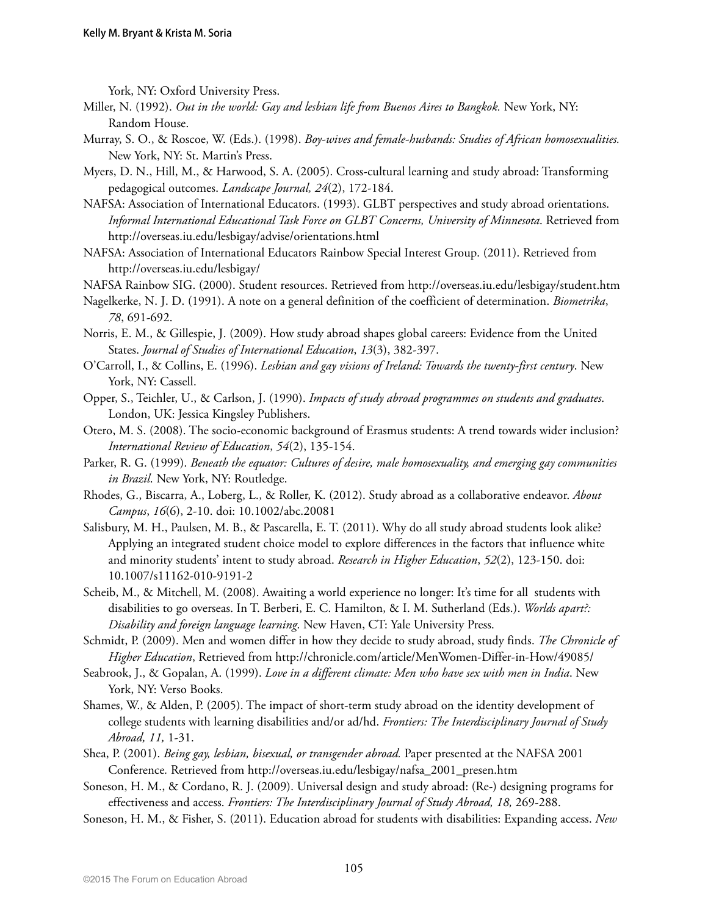York, NY: Oxford University Press.

Miller, N. (1992). *Out in the world: Gay and lesbian life from Buenos Aires to Bangkok.* New York, NY: Random House.

Murray, S. O., & Roscoe, W. (Eds.). (1998). *Boy-wives and female-husbands: Studies of African homosexualities.* New York, NY: St. Martin's Press.

Myers, D. N., Hill, M., & Harwood, S. A. (2005). Cross-cultural learning and study abroad: Transforming pedagogical outcomes. *Landscape Journal, 24*(2), 172-184.

NAFSA: Association of International Educators. (1993). GLBT perspectives and study abroad orientations. *Informal International Educational Task Force on GLBT Concerns, University of Minnesota*. Retrieved from http://overseas.iu.edu/lesbigay/advise/orientations.html

NAFSA: Association of International Educators Rainbow Special Interest Group. (2011). Retrieved from http://overseas.iu.edu/lesbigay/

NAFSA Rainbow SIG. (2000). Student resources. Retrieved from http://overseas.iu.edu/lesbigay/student.htm

Nagelkerke, N. J. D. (1991). A note on a general definition of the coefficient of determination. *Biometrika*, *78*, 691-692.

Norris, E. M., & Gillespie, J. (2009). How study abroad shapes global careers: Evidence from the United States. *Journal of Studies of International Education*, *13*(3), 382-397.

O'Carroll, I., & Collins, E. (1996). *Lesbian and gay visions of Ireland: Towards the twenty-first century*. New York, NY: Cassell.

Opper, S., Teichler, U., & Carlson, J. (1990). *Impacts of study abroad programmes on students and graduates*. London, UK: Jessica Kingsley Publishers.

Otero, M. S. (2008). The socio-economic background of Erasmus students: A trend towards wider inclusion? *International Review of Education*, *54*(2), 135-154.

Parker, R. G. (1999). *Beneath the equator: Cultures of desire, male homosexuality, and emerging gay communities in Brazil*. New York, NY: Routledge.

Rhodes, G., Biscarra, A., Loberg, L., & Roller, K. (2012). Study abroad as a collaborative endeavor. *About Campus*, *16*(6), 2-10. doi: 10.1002/abc.20081

Salisbury, M. H., Paulsen, M. B., & Pascarella, E. T. (2011). Why do all study abroad students look alike? Applying an integrated student choice model to explore differences in the factors that influence white and minority students' intent to study abroad. *Research in Higher Education*, *52*(2), 123-150. doi: 10.1007/s11162-010-9191-2

Scheib, M., & Mitchell, M. (2008). Awaiting a world experience no longer: It's time for all students with disabilities to go overseas. In T. Berberi, E. C. Hamilton, & I. M. Sutherland (Eds.). *Worlds apart?: Disability and foreign language learning*. New Haven, CT: Yale University Press.

Schmidt, P. (2009). Men and women differ in how they decide to study abroad, study finds. *The Chronicle of Higher Education*, Retrieved from http://chronicle.com/article/MenWomen-Differ-in-How/49085/

Seabrook, J., & Gopalan, A. (1999). *Love in a different climate: Men who have sex with men in India*. New York, NY: Verso Books.

Shames, W., & Alden, P. (2005). The impact of short-term study abroad on the identity development of college students with learning disabilities and/or ad/hd. *Frontiers: The Interdisciplinary Journal of Study Abroad, 11,* 1-31.

Shea, P. (2001). *Being gay, lesbian, bisexual, or transgender abroad.* Paper presented at the NAFSA 2001 Conference*.* Retrieved from http://overseas.iu.edu/lesbigay/nafsa_2001_presen.htm

Soneson, H. M., & Cordano, R. J. (2009). Universal design and study abroad: (Re-) designing programs for effectiveness and access. *Frontiers: The Interdisciplinary Journal of Study Abroad, 18,* 269-288.

Soneson, H. M., & Fisher, S. (2011). Education abroad for students with disabilities: Expanding access. *New*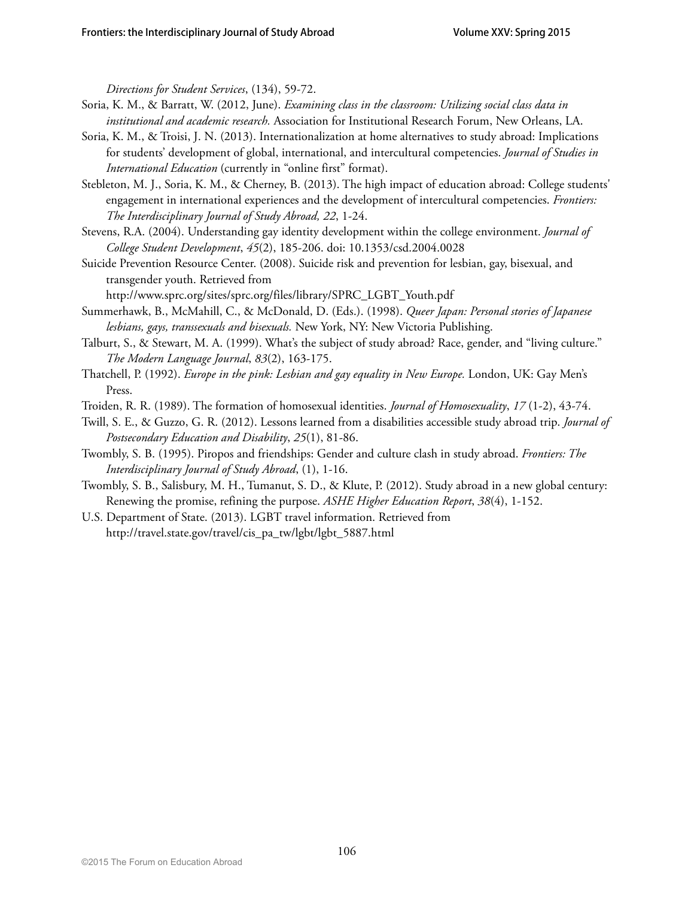*Directions for Student Services*, (134), 59-72.

Soria, K. M., & Barratt, W. (2012, June). *Examining class in the classroom: Utilizing social class data in institutional and academic research.* Association for Institutional Research Forum, New Orleans, LA.

Soria, K. M., & Troisi, J. N. (2013). Internationalization at home alternatives to study abroad: Implications for students' development of global, international, and intercultural competencies. *Journal of Studies in International Education* (currently in "online first" format).

Stebleton, M. J., Soria, K. M., & Cherney, B. (2013). The high impact of education abroad: College students' engagement in international experiences and the development of intercultural competencies. *Frontiers: The Interdisciplinary Journal of Study Abroad, 22*, 1-24.

Stevens, R.A. (2004). Understanding gay identity development within the college environment. *Journal of College Student Development*, *45*(2), 185-206. doi: 10.1353/csd.2004.0028

Suicide Prevention Resource Center. (2008). Suicide risk and prevention for lesbian, gay, bisexual, and transgender youth. Retrieved from http://www.sprc.org/sites/sprc.org/files/library/SPRC_LGBT_Youth.pdf

Summerhawk, B., McMahill, C., & McDonald, D. (Eds.). (1998). *Queer Japan: Personal stories of Japanese lesbians, gays, transsexuals and bisexuals.* New York, NY: New Victoria Publishing.

Talburt, S., & Stewart, M. A. (1999). What's the subject of study abroad? Race, gender, and "living culture." *The Modern Language Journal*, *83*(2), 163-175.

Thatchell, P. (1992). *Europe in the pink: Lesbian and gay equality in New Europe.* London, UK: Gay Men's Press.

Troiden, R. R. (1989). The formation of homosexual identities. *Journal of Homosexuality*, *17* (1-2), 43-74.

Twill, S. E., & Guzzo, G. R. (2012). Lessons learned from a disabilities accessible study abroad trip. *Journal of Postsecondary Education and Disability*, *25*(1), 81-86.

Twombly, S. B. (1995). Piropos and friendships: Gender and culture clash in study abroad. *Frontiers: The Interdisciplinary Journal of Study Abroad*, (1), 1-16.

Twombly, S. B., Salisbury, M. H., Tumanut, S. D., & Klute, P. (2012). Study abroad in a new global century: Renewing the promise, refining the purpose. *ASHE Higher Education Report*, *38*(4), 1-152.

U.S. Department of State. (2013). LGBT travel information. Retrieved from http://travel.state.gov/travel/cis_pa_tw/lgbt/lgbt_5887.html